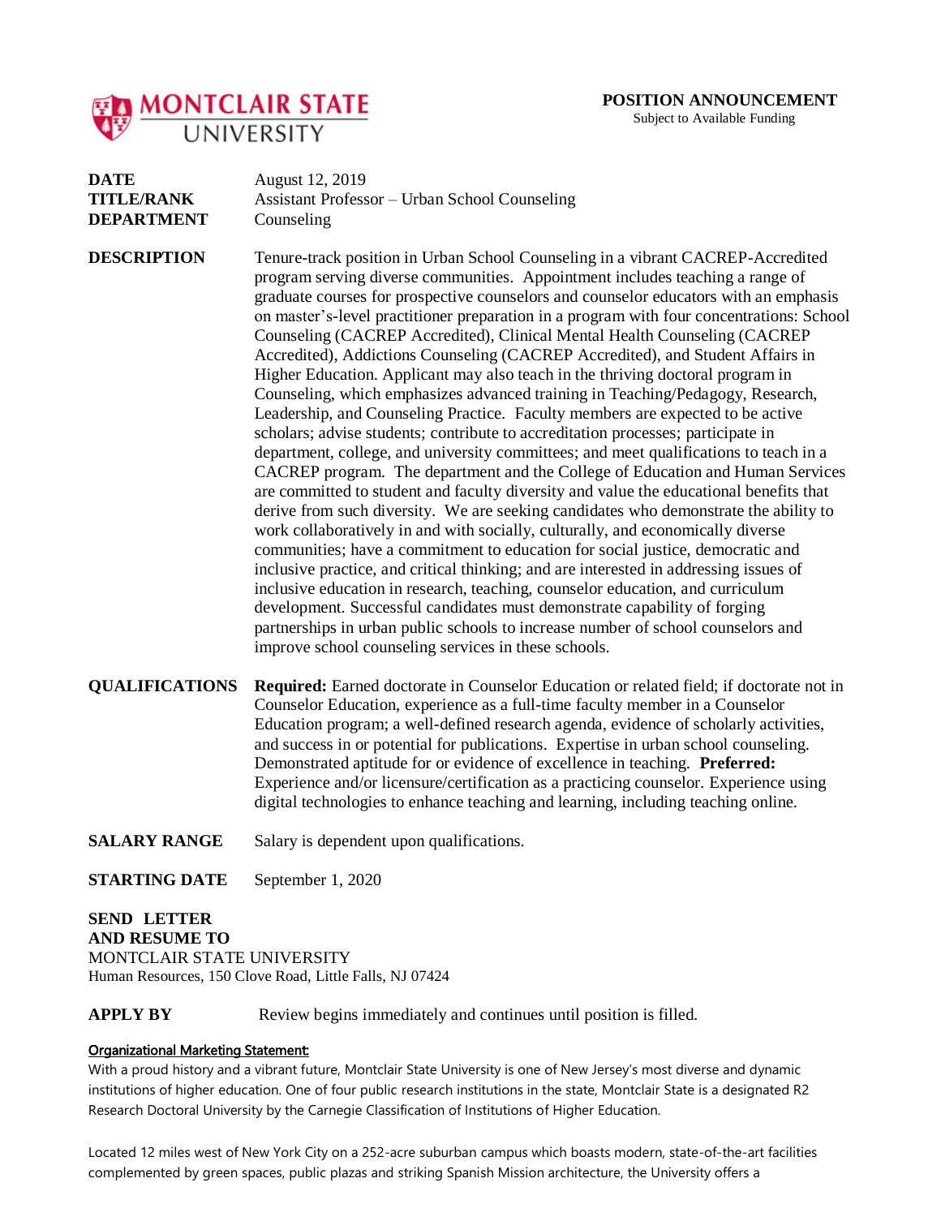MONTCLAIR STATE UNIVERSITY

**POSITION ANNOUNCEMENT**
Subject to Available Funding

**DATE** August 12, 2019

**TITLE/RANK** Assistant Professor – Urban School Counseling

**DEPARTMENT** Counseling

**DESCRIPTION** Tenure-track position in Urban School Counseling in a vibrant CACREP-Accredited program serving diverse communities. Appointment includes teaching a range of graduate courses for prospective counselors and counselor educators with an emphasis on master's-level practitioner preparation in a program with four concentrations: School Counseling (CACREP Accredited), Clinical Mental Health Counseling (CACREP Accredited), Addictions Counseling (CACREP Accredited), and Student Affairs in Higher Education. Applicant may also teach in the thriving doctoral program in Counseling, which emphasizes advanced training in Teaching/Pedagogy, Research, Leadership, and Counseling Practice. Faculty members are expected to be active scholars; advise students; contribute to accreditation processes; participate in department, college, and university committees; and meet qualifications to teach in a CACREP program. The department and the College of Education and Human Services are committed to student and faculty diversity and value the educational benefits that derive from such diversity. We are seeking candidates who demonstrate the ability to work collaboratively in and with socially, culturally, and economically diverse communities; have a commitment to education for social justice, democratic and inclusive practice, and critical thinking; and are interested in addressing issues of inclusive education in research, teaching, counselor education, and curriculum development. Successful candidates must demonstrate capability of forging partnerships in urban public schools to increase number of school counselors and improve school counseling services in these schools.

**QUALIFICATIONS** **Required:** Earned doctorate in Counselor Education or related field; if doctorate not in Counselor Education, experience as a full-time faculty member in a Counselor Education program; a well-defined research agenda, evidence of scholarly activities, and success in or potential for publications. Expertise in urban school counseling. Demonstrated aptitude for or evidence of excellence in teaching. **Preferred:** Experience and/or licensure/certification as a practicing counselor. Experience using digital technologies to enhance teaching and learning, including teaching online.

**SALARY RANGE** Salary is dependent upon qualifications.

**STARTING DATE** September 1, 2020

**SEND LETTER AND RESUME TO**
MONTCLAIR STATE UNIVERSITY
Human Resources, 150 Clove Road, Little Falls, NJ 07424

**APPLY BY** Review begins immediately and continues until position is filled.

**Organizational Marketing Statement:**

With a proud history and a vibrant future, Montclair State University is one of New Jersey's most diverse and dynamic institutions of higher education. One of four public research institutions in the state, Montclair State is a designated R2 Research Doctoral University by the Carnegie Classification of Institutions of Higher Education.

Located 12 miles west of New York City on a 252-acre suburban campus which boasts modern, state-of-the-art facilities complemented by green spaces, public plazas and striking Spanish Mission architecture, the University offers a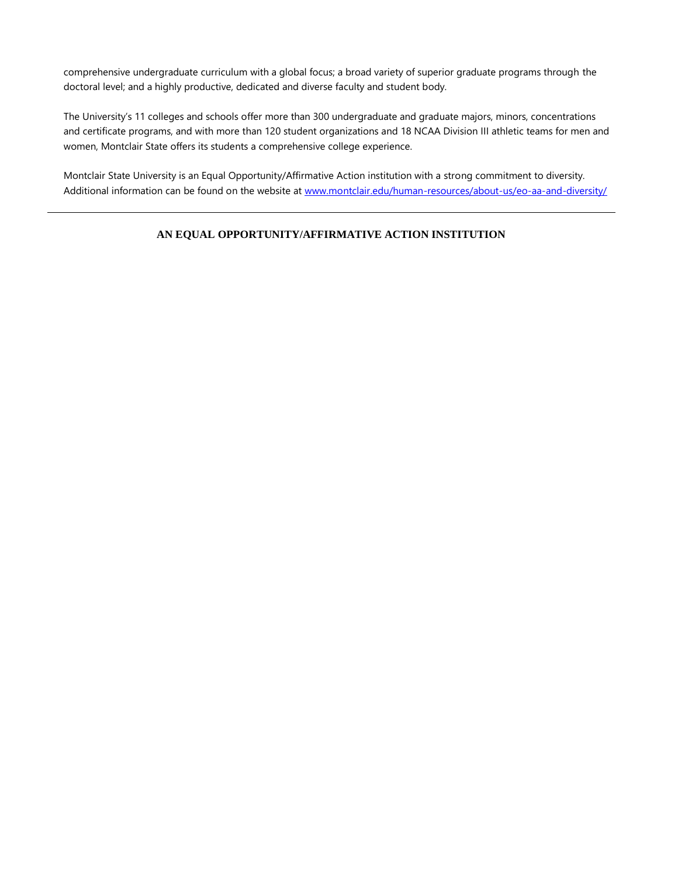comprehensive undergraduate curriculum with a global focus; a broad variety of superior graduate programs through the doctoral level; and a highly productive, dedicated and diverse faculty and student body.

The University's 11 colleges and schools offer more than 300 undergraduate and graduate majors, minors, concentrations and certificate programs, and with more than 120 student organizations and 18 NCAA Division III athletic teams for men and women, Montclair State offers its students a comprehensive college experience.

Montclair State University is an Equal Opportunity/Affirmative Action institution with a strong commitment to diversity. Additional information can be found on the website at [www.montclair.edu/human-resources/about-us/eo-aa-and-diversity/](http://www.montclair.edu/human-resources/about-us/eo-aa-and-diversity/)

---

**AN EQUAL OPPORTUNITY/AFFIRMATIVE ACTION INSTITUTION**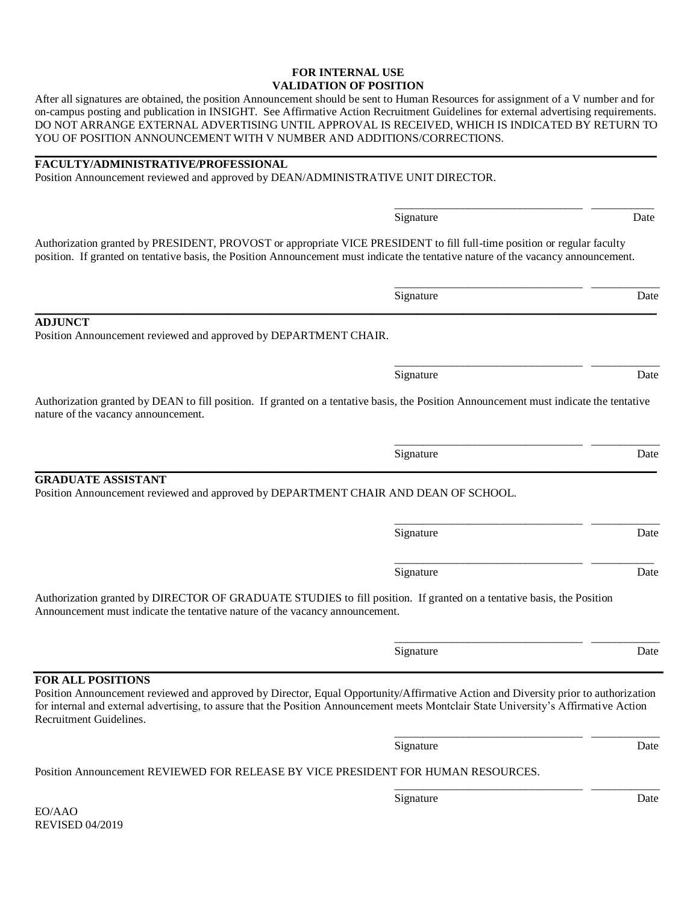**FOR INTERNAL USE**
**VALIDATION OF POSITION**

After all signatures are obtained, the position Announcement should be sent to Human Resources for assignment of a V number and for on-campus posting and publication in INSIGHT. See Affirmative Action Recruitment Guidelines for external advertising requirements. DO NOT ARRANGE EXTERNAL ADVERTISING UNTIL APPROVAL IS RECEIVED, WHICH IS INDICATED BY RETURN TO YOU OF POSITION ANNOUNCEMENT WITH V NUMBER AND ADDITIONS/CORRECTIONS.

---

**FACULTY/ADMINISTRATIVE/PROFESSIONAL**

Position Announcement reviewed and approved by DEAN/ADMINISTRATIVE UNIT DIRECTOR.

\_\_\_\_\_\_\_\_\_\_\_\_\_\_\_\_\_\_\_\_\_\_\_\_\_\_\_\_\_\_\_\_ \_\_\_\_\_\_\_\_\_\_\_
Signature Date

Authorization granted by PRESIDENT, PROVOST or appropriate VICE PRESIDENT to fill full-time position or regular faculty position. If granted on tentative basis, the Position Announcement must indicate the tentative nature of the vacancy announcement.

\_\_\_\_\_\_\_\_\_\_\_\_\_\_\_\_\_\_\_\_\_\_\_\_\_\_\_\_\_\_\_\_ \_\_\_\_\_\_\_\_\_\_\_
Signature Date

---

**ADJUNCT**

Position Announcement reviewed and approved by DEPARTMENT CHAIR.

\_\_\_\_\_\_\_\_\_\_\_\_\_\_\_\_\_\_\_\_\_\_\_\_\_\_\_\_\_\_\_\_ \_\_\_\_\_\_\_\_\_\_\_
Signature Date

Authorization granted by DEAN to fill position. If granted on a tentative basis, the Position Announcement must indicate the tentative nature of the vacancy announcement.

\_\_\_\_\_\_\_\_\_\_\_\_\_\_\_\_\_\_\_\_\_\_\_\_\_\_\_\_\_\_\_\_ \_\_\_\_\_\_\_\_\_\_\_
Signature Date

---

**GRADUATE ASSISTANT**

Position Announcement reviewed and approved by DEPARTMENT CHAIR AND DEAN OF SCHOOL.

\_\_\_\_\_\_\_\_\_\_\_\_\_\_\_\_\_\_\_\_\_\_\_\_\_\_\_\_\_\_\_\_ \_\_\_\_\_\_\_\_\_\_\_
Signature Date

\_\_\_\_\_\_\_\_\_\_\_\_\_\_\_\_\_\_\_\_\_\_\_\_\_\_\_\_\_\_\_\_ \_\_\_\_\_\_\_\_\_\_\_
Signature Date

Authorization granted by DIRECTOR OF GRADUATE STUDIES to fill position. If granted on a tentative basis, the Position Announcement must indicate the tentative nature of the vacancy announcement.

\_\_\_\_\_\_\_\_\_\_\_\_\_\_\_\_\_\_\_\_\_\_\_\_\_\_\_\_\_\_\_\_ \_\_\_\_\_\_\_\_\_\_\_
Signature Date

---

**FOR ALL POSITIONS**

Position Announcement reviewed and approved by Director, Equal Opportunity/Affirmative Action and Diversity prior to authorization for internal and external advertising, to assure that the Position Announcement meets Montclair State University's Affirmative Action Recruitment Guidelines.

\_\_\_\_\_\_\_\_\_\_\_\_\_\_\_\_\_\_\_\_\_\_\_\_\_\_\_\_\_\_\_\_ \_\_\_\_\_\_\_\_\_\_\_
Signature Date

Position Announcement REVIEWED FOR RELEASE BY VICE PRESIDENT FOR HUMAN RESOURCES.

\_\_\_\_\_\_\_\_\_\_\_\_\_\_\_\_\_\_\_\_\_\_\_\_\_\_\_\_\_\_\_\_ \_\_\_\_\_\_\_\_\_\_\_
Signature Date

EO/AAO
REVISED 04/2019